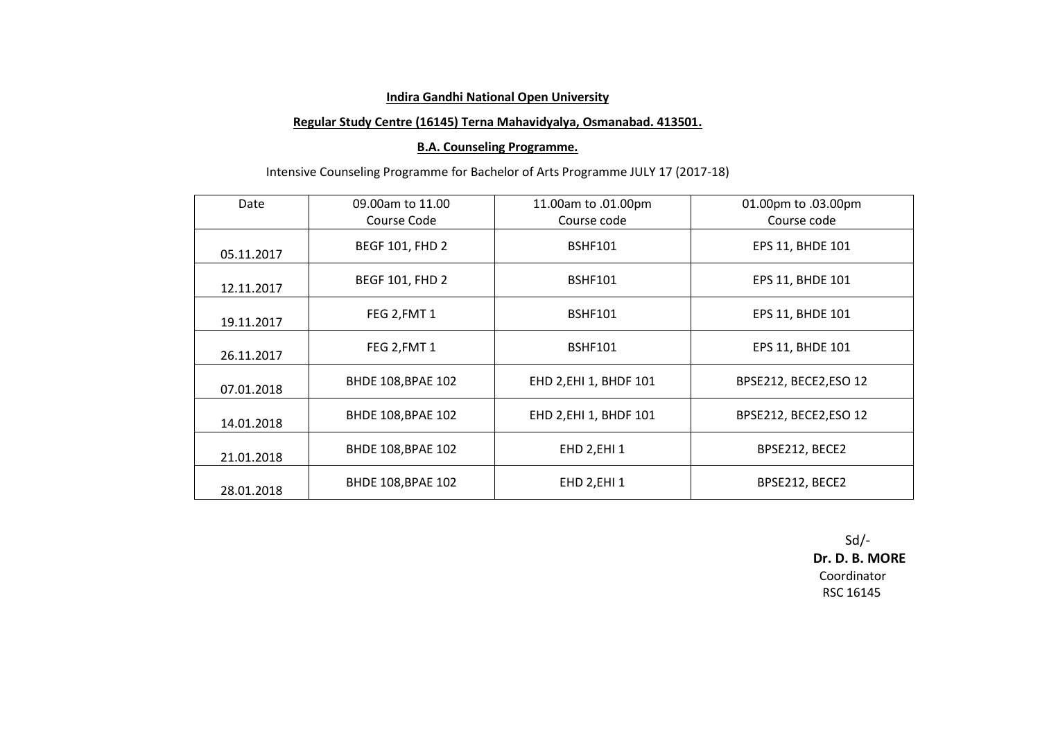**Indira Gandhi National Open University**

**Regular Study Centre (16145) Terna Mahavidyalya, Osmanabad. 413501.**

**B.A. Counseling Programme.**

Intensive Counseling Programme for Bachelor of Arts Programme JULY 17 (2017-18)

| Date | 09.00am to 11.00 Course Code | 11.00am to .01.00pm Course code | 01.00pm to .03.00pm Course code |
|---|---|---|---|
| 05.11.2017 | BEGF 101, FHD 2 | BSHF101 | EPS 11, BHDE 101 |
| 12.11.2017 | BEGF 101, FHD 2 | BSHF101 | EPS 11, BHDE 101 |
| 19.11.2017 | FEG 2,FMT 1 | BSHF101 | EPS 11, BHDE 101 |
| 26.11.2017 | FEG 2,FMT 1 | BSHF101 | EPS 11, BHDE 101 |
| 07.01.2018 | BHDE 108,BPAE 102 | EHD 2,EHI 1, BHDF 101 | BPSE212, BECE2,ESO 12 |
| 14.01.2018 | BHDE 108,BPAE 102 | EHD 2,EHI 1, BHDF 101 | BPSE212, BECE2,ESO 12 |
| 21.01.2018 | BHDE 108,BPAE 102 | EHD 2,EHI 1 | BPSE212, BECE2 |
| 28.01.2018 | BHDE 108,BPAE 102 | EHD 2,EHI 1 | BPSE212, BECE2 |

Sd/-
**Dr. D. B. MORE**
Coordinator
RSC 16145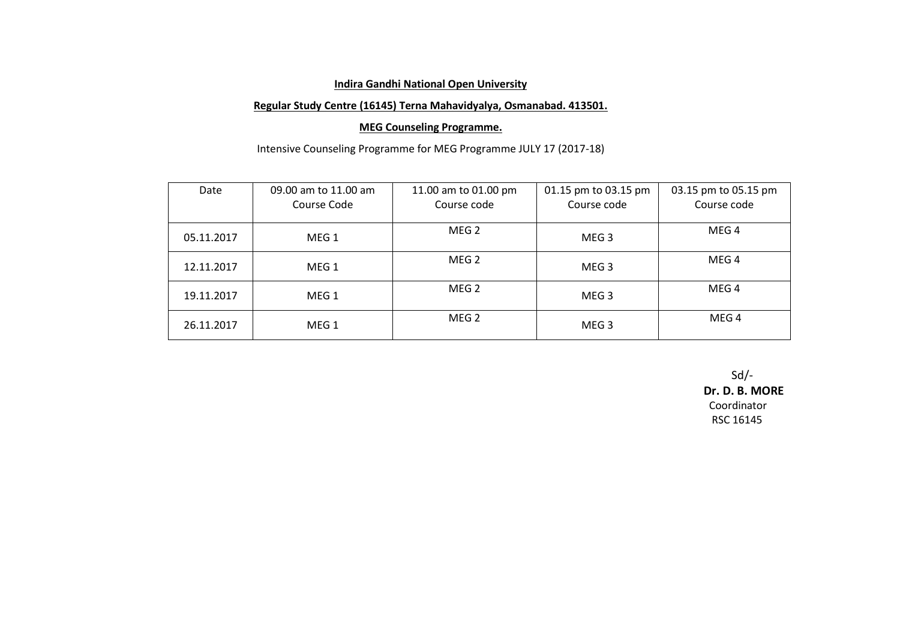**Indira Gandhi National Open University**

**Regular Study Centre (16145) Terna Mahavidyalya, Osmanabad. 413501.**

**MEG Counseling Programme.**

Intensive Counseling Programme for MEG Programme JULY 17 (2017-18)

| Date | 09.00 am to 11.00 am Course Code | 11.00 am to 01.00 pm Course code | 01.15 pm to 03.15 pm Course code | 03.15 pm to 05.15 pm Course code |
|---|---|---|---|---|
| 05.11.2017 | MEG 1 | MEG 2 | MEG 3 | MEG 4 |
| 12.11.2017 | MEG 1 | MEG 2 | MEG 3 | MEG 4 |
| 19.11.2017 | MEG 1 | MEG 2 | MEG 3 | MEG 4 |
| 26.11.2017 | MEG 1 | MEG 2 | MEG 3 | MEG 4 |

Sd/-
**Dr. D. B. MORE**
Coordinator
RSC 16145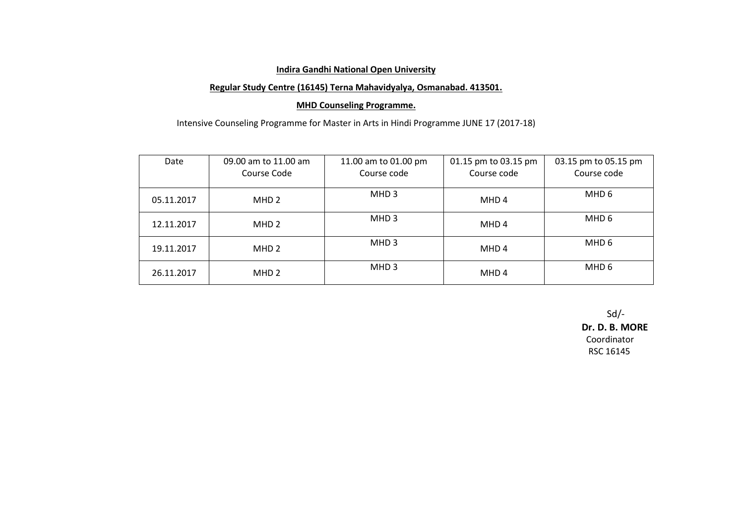**Indira Gandhi National Open University**

**Regular Study Centre (16145) Terna Mahavidyalya, Osmanabad. 413501.**

**MHD Counseling Programme.**

Intensive Counseling Programme for Master in Arts in Hindi Programme JUNE 17 (2017-18)

| Date | 09.00 am to 11.00 am Course Code | 11.00 am to 01.00 pm Course code | 01.15 pm to 03.15 pm Course code | 03.15 pm to 05.15 pm Course code |
|---|---|---|---|---|
| 05.11.2017 | MHD 2 | MHD 3 | MHD 4 | MHD 6 |
| 12.11.2017 | MHD 2 | MHD 3 | MHD 4 | MHD 6 |
| 19.11.2017 | MHD 2 | MHD 3 | MHD 4 | MHD 6 |
| 26.11.2017 | MHD 2 | MHD 3 | MHD 4 | MHD 6 |

Sd/-
**Dr. D. B. MORE**
Coordinator
RSC 16145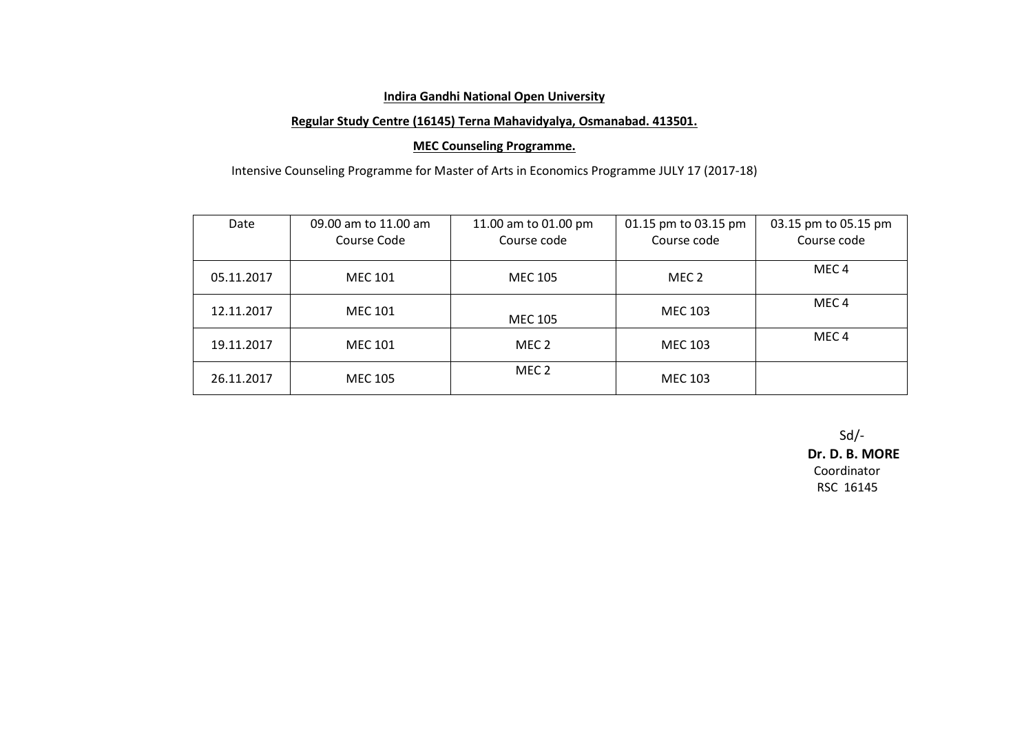**Indira Gandhi National Open University**

**Regular Study Centre (16145) Terna Mahavidyalya, Osmanabad. 413501.**

**MEC Counseling Programme.**

Intensive Counseling Programme for Master of Arts in Economics Programme JULY 17 (2017-18)

| Date | 09.00 am to 11.00 am Course Code | 11.00 am to 01.00 pm Course code | 01.15 pm to 03.15 pm Course code | 03.15 pm to 05.15 pm Course code |
|---|---|---|---|---|
| 05.11.2017 | MEC 101 | MEC 105 | MEC 2 | MEC 4 |
| 12.11.2017 | MEC 101 | MEC 105 | MEC 103 | MEC 4 |
| 19.11.2017 | MEC 101 | MEC 2 | MEC 103 | MEC 4 |
| 26.11.2017 | MEC 105 | MEC 2 | MEC 103 | |

Sd/-
**Dr. D. B. MORE**
Coordinator
RSC 16145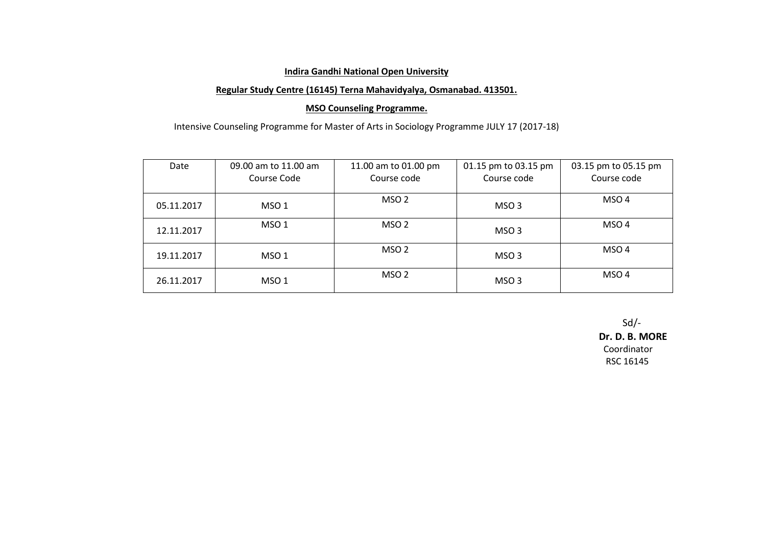**Indira Gandhi National Open University**

**Regular Study Centre (16145) Terna Mahavidyalya, Osmanabad. 413501.**

**MSO Counseling Programme.**

Intensive Counseling Programme for Master of Arts in Sociology Programme JULY 17 (2017-18)

| Date | 09.00 am to 11.00 am Course Code | 11.00 am to 01.00 pm Course code | 01.15 pm to 03.15 pm Course code | 03.15 pm to 05.15 pm Course code |
|---|---|---|---|---|
| 05.11.2017 | MSO 1 | MSO 2 | MSO 3 | MSO 4 |
| 12.11.2017 | MSO 1 | MSO 2 | MSO 3 | MSO 4 |
| 19.11.2017 | MSO 1 | MSO 2 | MSO 3 | MSO 4 |
| 26.11.2017 | MSO 1 | MSO 2 | MSO 3 | MSO 4 |

Sd/-

**Dr. D. B. MORE**

Coordinator

RSC 16145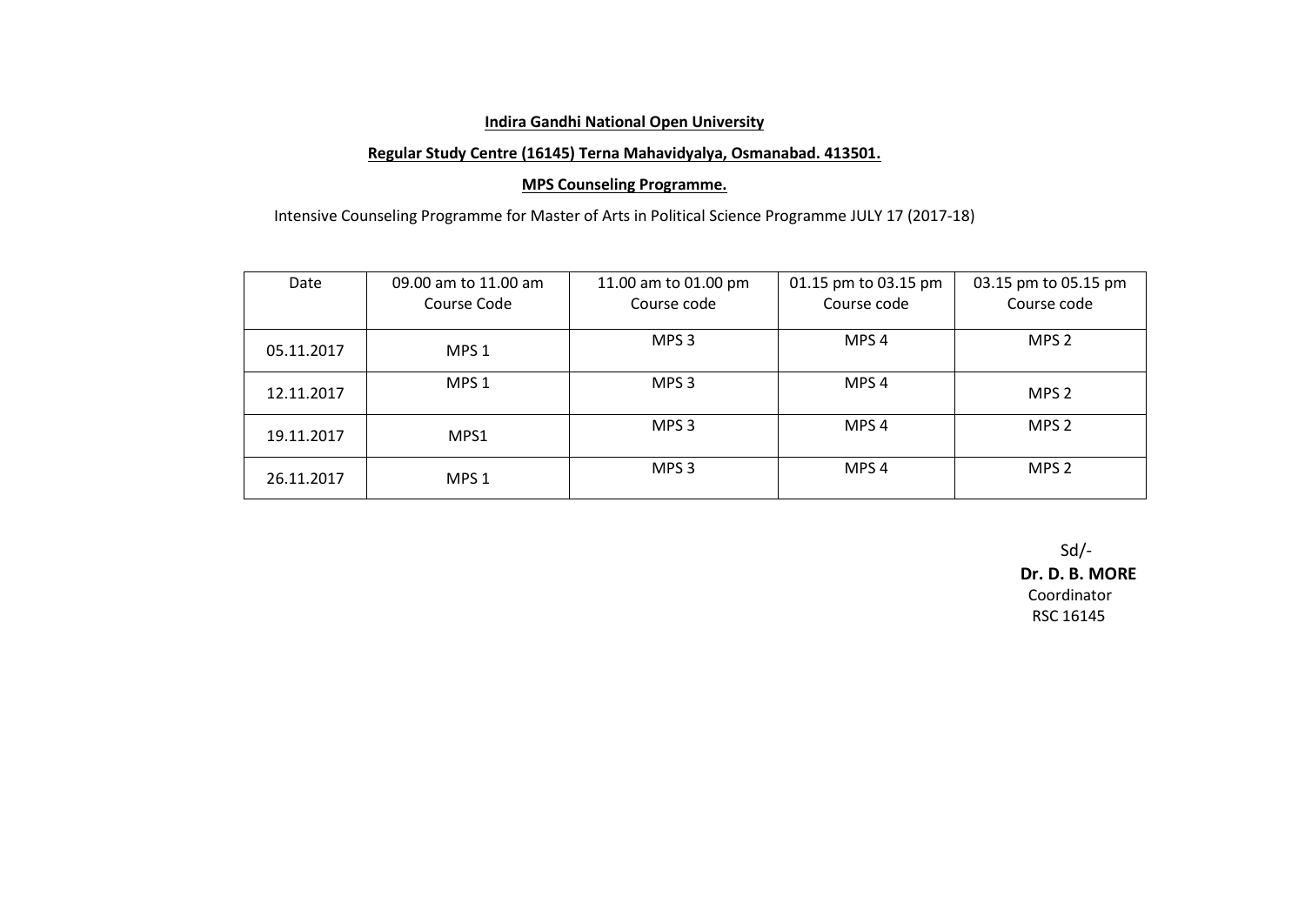**Indira Gandhi National Open University**

**Regular Study Centre (16145) Terna Mahavidyalya, Osmanabad. 413501.**

**MPS Counseling Programme.**

Intensive Counseling Programme for Master of Arts in Political Science Programme JULY 17 (2017-18)

| Date | 09.00 am to 11.00 am Course Code | 11.00 am to 01.00 pm Course code | 01.15 pm to 03.15 pm Course code | 03.15 pm to 05.15 pm Course code |
|---|---|---|---|---|
| 05.11.2017 | MPS 1 | MPS 3 | MPS 4 | MPS 2 |
| 12.11.2017 | MPS 1 | MPS 3 | MPS 4 | MPS 2 |
| 19.11.2017 | MPS1 | MPS 3 | MPS 4 | MPS 2 |
| 26.11.2017 | MPS 1 | MPS 3 | MPS 4 | MPS 2 |

Sd/-
**Dr. D. B. MORE**
Coordinator
RSC 16145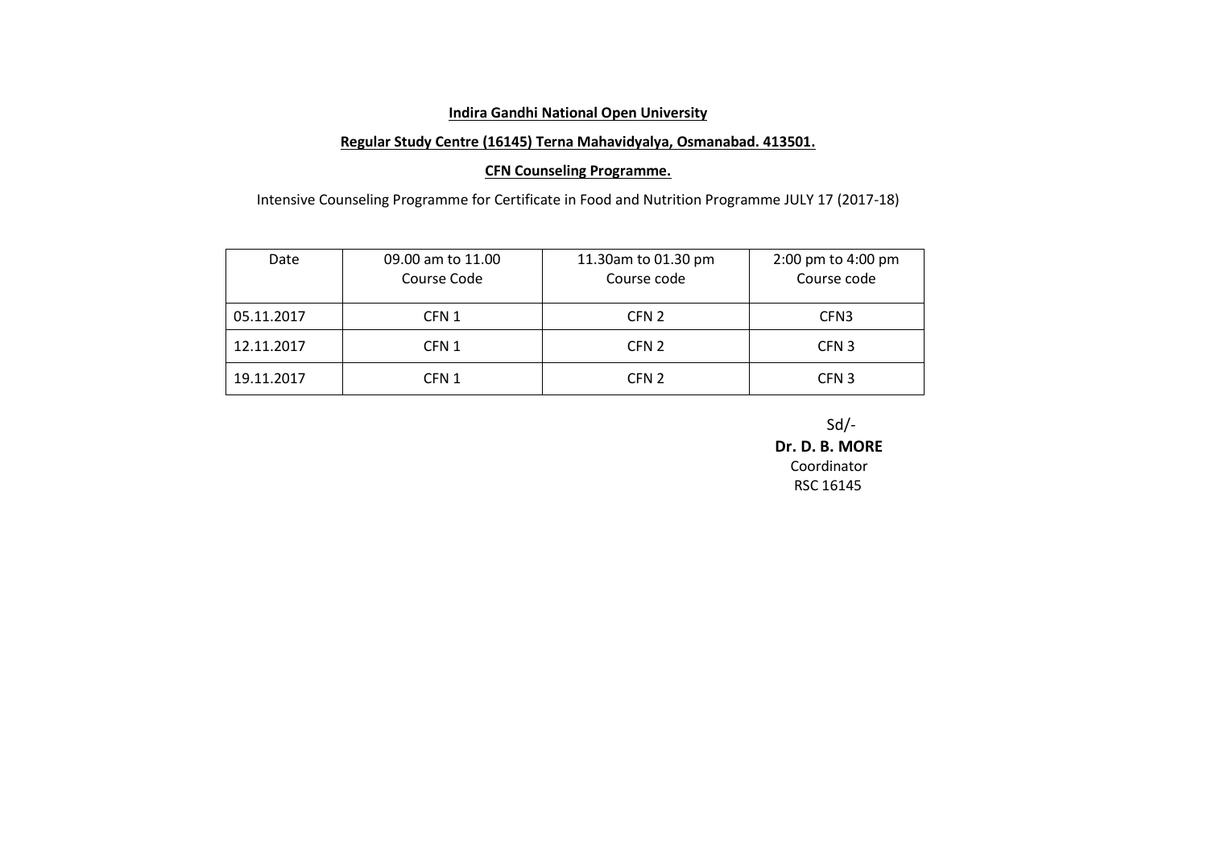**Indira Gandhi National Open University**

**Regular Study Centre (16145) Terna Mahavidyalya, Osmanabad. 413501.**

**CFN Counseling Programme.**

Intensive Counseling Programme for Certificate in Food and Nutrition Programme JULY 17 (2017-18)

| Date | 09.00 am to 11.00 Course Code | 11.30am to 01.30 pm Course code | 2:00 pm to 4:00 pm Course code |
|---|---|---|---|
| 05.11.2017 | CFN 1 | CFN 2 | CFN3 |
| 12.11.2017 | CFN 1 | CFN 2 | CFN 3 |
| 19.11.2017 | CFN 1 | CFN 2 | CFN 3 |

Sd/-
**Dr. D. B. MORE**
Coordinator
RSC 16145